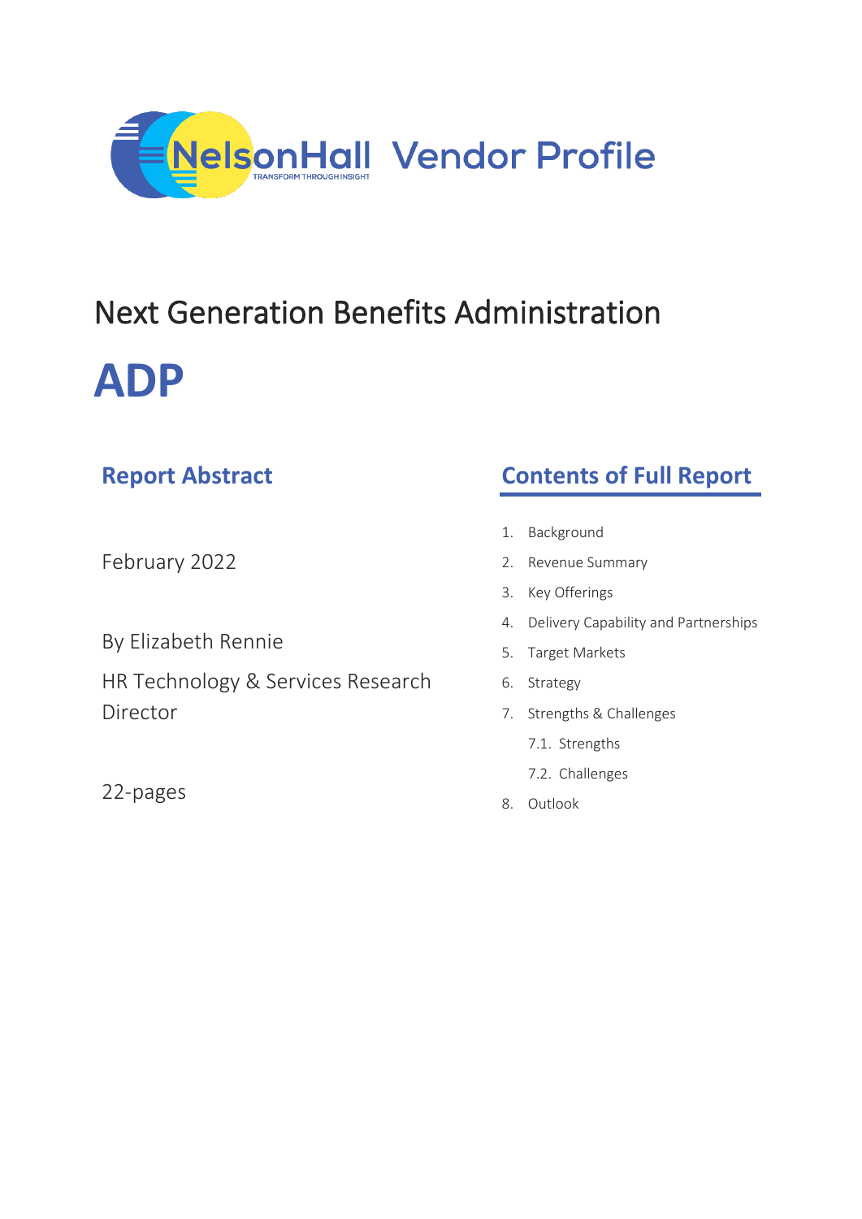NelsonHall Vendor Profile

# Next Generation Benefits Administration

# ADP

## Report Abstract

February 2022

By Elizabeth Rennie

HR Technology & Services Research Director

22-pages

## Contents of Full Report

1. Background
2. Revenue Summary
3. Key Offerings
4. Delivery Capability and Partnerships
5. Target Markets
6. Strategy
7. Strengths & Challenges
   - 7.1. Strengths
   - 7.2. Challenges
8. Outlook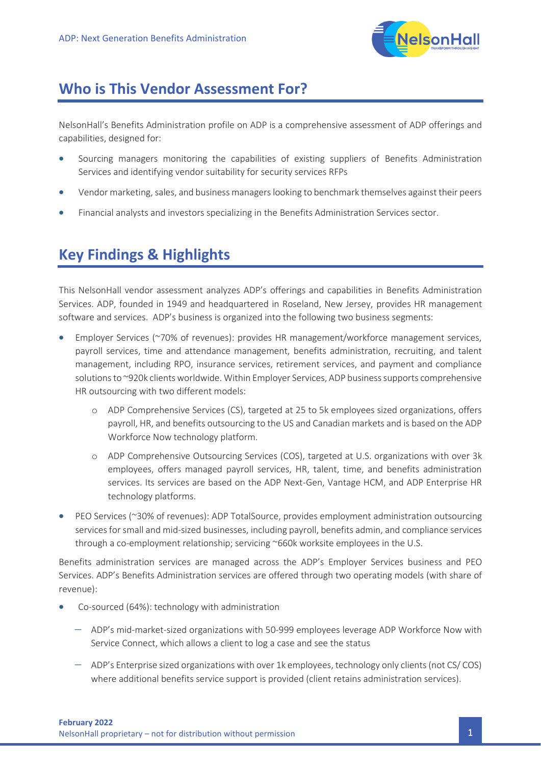## Who is This Vendor Assessment For?

NelsonHall's Benefits Administration profile on ADP is a comprehensive assessment of ADP offerings and capabilities, designed for:

- Sourcing managers monitoring the capabilities of existing suppliers of Benefits Administration Services and identifying vendor suitability for security services RFPs
- Vendor marketing, sales, and business managers looking to benchmark themselves against their peers
- Financial analysts and investors specializing in the Benefits Administration Services sector.

## Key Findings & Highlights

This NelsonHall vendor assessment analyzes ADP's offerings and capabilities in Benefits Administration Services. ADP, founded in 1949 and headquartered in Roseland, New Jersey, provides HR management software and services. ADP's business is organized into the following two business segments:

- Employer Services (~70% of revenues): provides HR management/workforce management services, payroll services, time and attendance management, benefits administration, recruiting, and talent management, including RPO, insurance services, retirement services, and payment and compliance solutions to ~920k clients worldwide. Within Employer Services, ADP business supports comprehensive HR outsourcing with two different models:
  - ADP Comprehensive Services (CS), targeted at 25 to 5k employees sized organizations, offers payroll, HR, and benefits outsourcing to the US and Canadian markets and is based on the ADP Workforce Now technology platform.
  - ADP Comprehensive Outsourcing Services (COS), targeted at U.S. organizations with over 3k employees, offers managed payroll services, HR, talent, time, and benefits administration services. Its services are based on the ADP Next-Gen, Vantage HCM, and ADP Enterprise HR technology platforms.
- PEO Services (~30% of revenues): ADP TotalSource, provides employment administration outsourcing services for small and mid-sized businesses, including payroll, benefits admin, and compliance services through a co-employment relationship; servicing ~660k worksite employees in the U.S.

Benefits administration services are managed across the ADP's Employer Services business and PEO Services. ADP's Benefits Administration services are offered through two operating models (with share of revenue):

- Co-sourced (64%): technology with administration
  - ADP's mid-market-sized organizations with 50-999 employees leverage ADP Workforce Now with Service Connect, which allows a client to log a case and see the status
  - ADP's Enterprise sized organizations with over 1k employees, technology only clients (not CS/ COS) where additional benefits service support is provided (client retains administration services).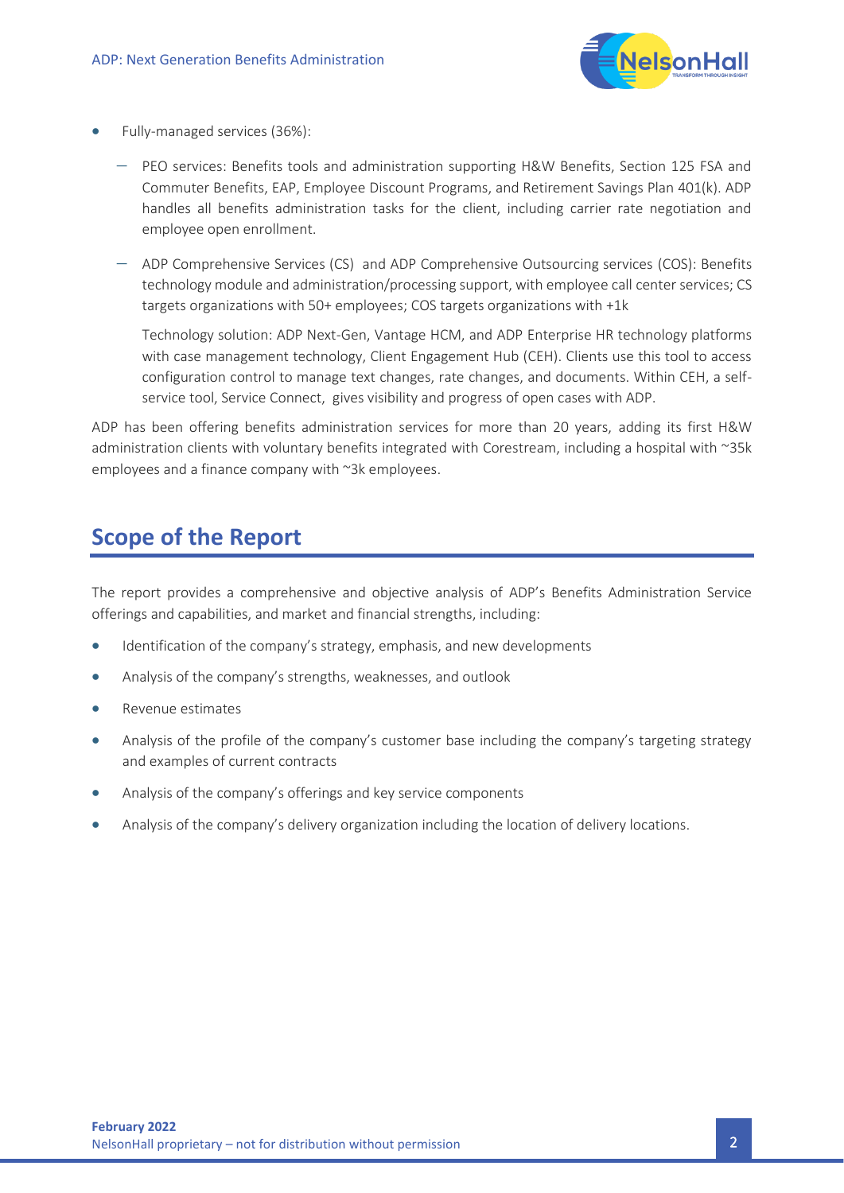- Fully-managed services (36%):
  - PEO services: Benefits tools and administration supporting H&W Benefits, Section 125 FSA and Commuter Benefits, EAP, Employee Discount Programs, and Retirement Savings Plan 401(k). ADP handles all benefits administration tasks for the client, including carrier rate negotiation and employee open enrollment.
  - ADP Comprehensive Services (CS) and ADP Comprehensive Outsourcing services (COS): Benefits technology module and administration/processing support, with employee call center services; CS targets organizations with 50+ employees; COS targets organizations with +1k

    Technology solution: ADP Next-Gen, Vantage HCM, and ADP Enterprise HR technology platforms with case management technology, Client Engagement Hub (CEH). Clients use this tool to access configuration control to manage text changes, rate changes, and documents. Within CEH, a self-service tool, Service Connect, gives visibility and progress of open cases with ADP.

ADP has been offering benefits administration services for more than 20 years, adding its first H&W administration clients with voluntary benefits integrated with Corestream, including a hospital with ~35k employees and a finance company with ~3k employees.

## Scope of the Report

The report provides a comprehensive and objective analysis of ADP's Benefits Administration Service offerings and capabilities, and market and financial strengths, including:

- Identification of the company's strategy, emphasis, and new developments
- Analysis of the company's strengths, weaknesses, and outlook
- Revenue estimates
- Analysis of the profile of the company's customer base including the company's targeting strategy and examples of current contracts
- Analysis of the company's offerings and key service components
- Analysis of the company's delivery organization including the location of delivery locations.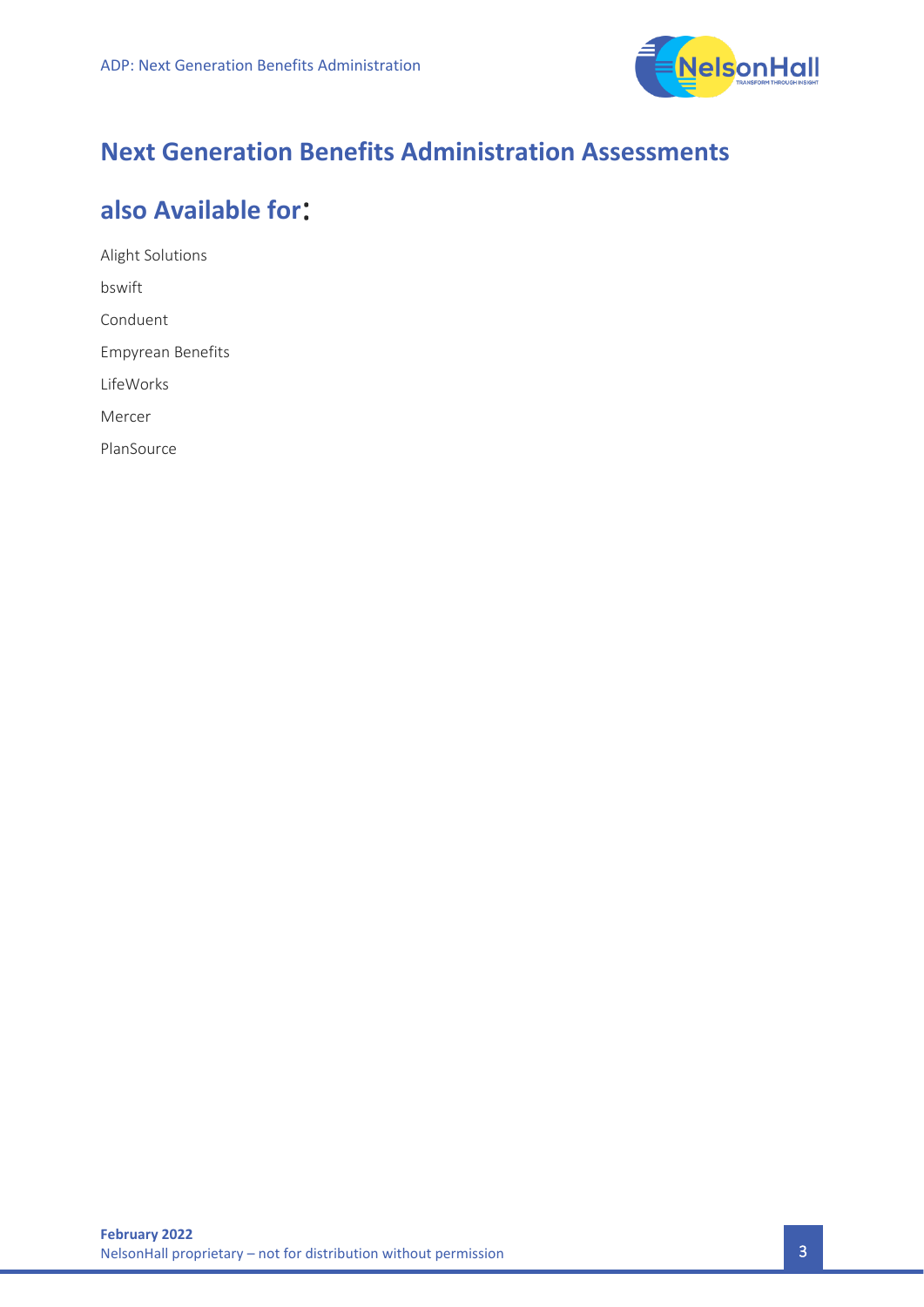## Next Generation Benefits Administration Assessments

## also Available for:

Alight Solutions

bswift

Conduent

Empyrean Benefits

LifeWorks

Mercer

PlanSource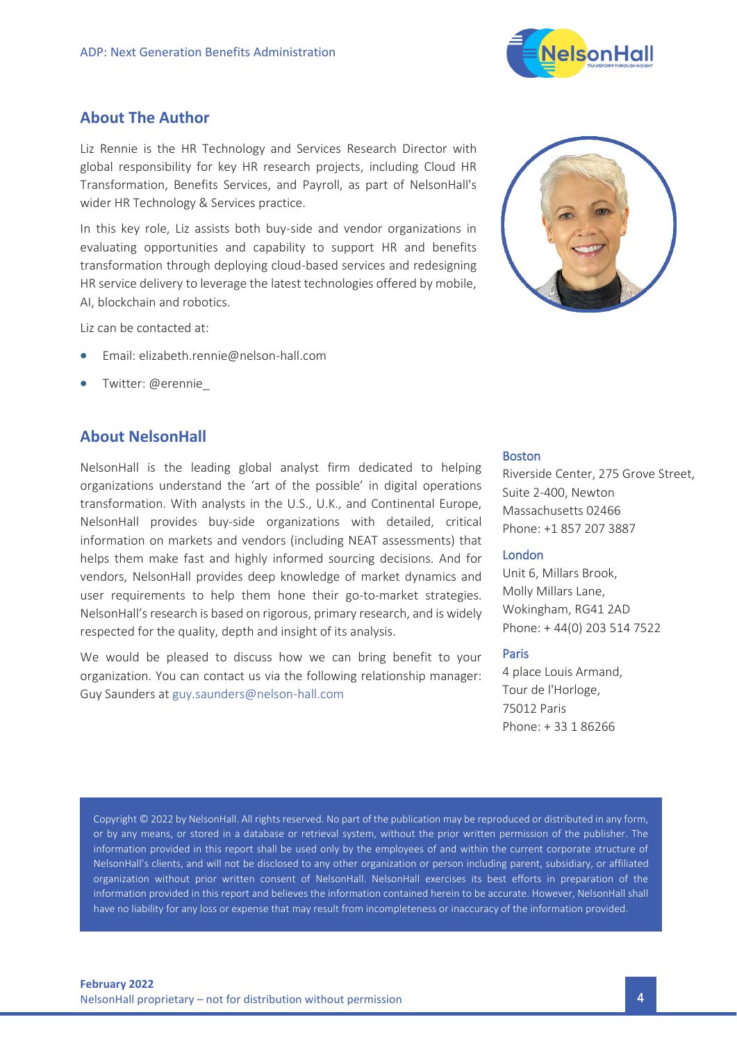## About The Author

Liz Rennie is the HR Technology and Services Research Director with global responsibility for key HR research projects, including Cloud HR Transformation, Benefits Services, and Payroll, as part of NelsonHall's wider HR Technology & Services practice.

In this key role, Liz assists both buy-side and vendor organizations in evaluating opportunities and capability to support HR and benefits transformation through deploying cloud-based services and redesigning HR service delivery to leverage the latest technologies offered by mobile, AI, blockchain and robotics.

Liz can be contacted at:

- Email: elizabeth.rennie@nelson-hall.com
- Twitter: @erennie_

## About NelsonHall

NelsonHall is the leading global analyst firm dedicated to helping organizations understand the 'art of the possible' in digital operations transformation. With analysts in the U.S., U.K., and Continental Europe, NelsonHall provides buy-side organizations with detailed, critical information on markets and vendors (including NEAT assessments) that helps them make fast and highly informed sourcing decisions. And for vendors, NelsonHall provides deep knowledge of market dynamics and user requirements to help them hone their go-to-market strategies. NelsonHall's research is based on rigorous, primary research, and is widely respected for the quality, depth and insight of its analysis.

We would be pleased to discuss how we can bring benefit to your organization. You can contact us via the following relationship manager: Guy Saunders at guy.saunders@nelson-hall.com

**Boston**
Riverside Center, 275 Grove Street,
Suite 2-400, Newton
Massachusetts 02466
Phone: +1 857 207 3887

**London**
Unit 6, Millars Brook,
Molly Millars Lane,
Wokingham, RG41 2AD
Phone: + 44(0) 203 514 7522

**Paris**
4 place Louis Armand,
Tour de l'Horloge,
75012 Paris
Phone: + 33 1 86266

Copyright © 2022 by NelsonHall. All rights reserved. No part of the publication may be reproduced or distributed in any form, or by any means, or stored in a database or retrieval system, without the prior written permission of the publisher. The information provided in this report shall be used only by the employees of and within the current corporate structure of NelsonHall's clients, and will not be disclosed to any other organization or person including parent, subsidiary, or affiliated organization without prior written consent of NelsonHall. NelsonHall exercises its best efforts in preparation of the information provided in this report and believes the information contained herein to be accurate. However, NelsonHall shall have no liability for any loss or expense that may result from incompleteness or inaccuracy of the information provided.